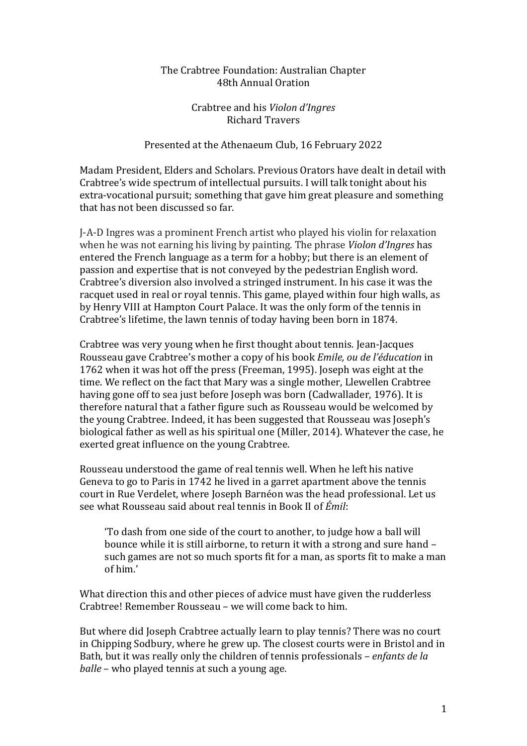The Crabtree Foundation: Australian Chapter
48th Annual Oration

Crabtree and his *Violon d'Ingres*
Richard Travers

Presented at the Athenaeum Club, 16 February 2022

Madam President, Elders and Scholars. Previous Orators have dealt in detail with Crabtree's wide spectrum of intellectual pursuits. I will talk tonight about his extra-vocational pursuit; something that gave him great pleasure and something that has not been discussed so far.

J-A-D Ingres was a prominent French artist who played his violin for relaxation when he was not earning his living by painting. The phrase *Violon d'Ingres* has entered the French language as a term for a hobby; but there is an element of passion and expertise that is not conveyed by the pedestrian English word. Crabtree's diversion also involved a stringed instrument. In his case it was the racquet used in real or royal tennis. This game, played within four high walls, as by Henry VIII at Hampton Court Palace. It was the only form of the tennis in Crabtree's lifetime, the lawn tennis of today having been born in 1874.

Crabtree was very young when he first thought about tennis. Jean-Jacques Rousseau gave Crabtree's mother a copy of his book *Emile, ou de l'éducation* in 1762 when it was hot off the press (Freeman, 1995). Joseph was eight at the time. We reflect on the fact that Mary was a single mother, Llewellen Crabtree having gone off to sea just before Joseph was born (Cadwallader, 1976). It is therefore natural that a father figure such as Rousseau would be welcomed by the young Crabtree. Indeed, it has been suggested that Rousseau was Joseph's biological father as well as his spiritual one (Miller, 2014). Whatever the case, he exerted great influence on the young Crabtree.

Rousseau understood the game of real tennis well. When he left his native Geneva to go to Paris in 1742 he lived in a garret apartment above the tennis court in Rue Verdelet, where Joseph Barnéon was the head professional. Let us see what Rousseau said about real tennis in Book II of *Émil*:

> 'To dash from one side of the court to another, to judge how a ball will bounce while it is still airborne, to return it with a strong and sure hand – such games are not so much sports fit for a man, as sports fit to make a man of him.'

What direction this and other pieces of advice must have given the rudderless Crabtree! Remember Rousseau – we will come back to him.

But where did Joseph Crabtree actually learn to play tennis? There was no court in Chipping Sodbury, where he grew up. The closest courts were in Bristol and in Bath, but it was really only the children of tennis professionals – *enfants de la balle* – who played tennis at such a young age.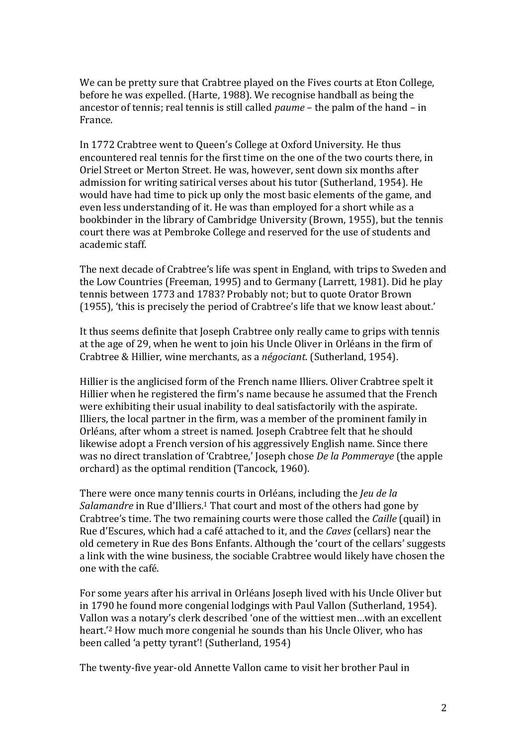We can be pretty sure that Crabtree played on the Fives courts at Eton College, before he was expelled. (Harte, 1988). We recognise handball as being the ancestor of tennis; real tennis is still called *paume* – the palm of the hand – in France.

In 1772 Crabtree went to Queen's College at Oxford University. He thus encountered real tennis for the first time on the one of the two courts there, in Oriel Street or Merton Street. He was, however, sent down six months after admission for writing satirical verses about his tutor (Sutherland, 1954). He would have had time to pick up only the most basic elements of the game, and even less understanding of it. He was than employed for a short while as a bookbinder in the library of Cambridge University (Brown, 1955), but the tennis court there was at Pembroke College and reserved for the use of students and academic staff.

The next decade of Crabtree's life was spent in England, with trips to Sweden and the Low Countries (Freeman, 1995) and to Germany (Larrett, 1981). Did he play tennis between 1773 and 1783? Probably not; but to quote Orator Brown (1955), 'this is precisely the period of Crabtree's life that we know least about.'

It thus seems definite that Joseph Crabtree only really came to grips with tennis at the age of 29, when he went to join his Uncle Oliver in Orléans in the firm of Crabtree & Hillier, wine merchants, as a *négociant*. (Sutherland, 1954).

Hillier is the anglicised form of the French name Illiers. Oliver Crabtree spelt it Hillier when he registered the firm's name because he assumed that the French were exhibiting their usual inability to deal satisfactorily with the aspirate. Illiers, the local partner in the firm, was a member of the prominent family in Orléans, after whom a street is named. Joseph Crabtree felt that he should likewise adopt a French version of his aggressively English name. Since there was no direct translation of 'Crabtree,' Joseph chose *De la Pommeraye* (the apple orchard) as the optimal rendition (Tancock, 1960).

There were once many tennis courts in Orléans, including the *Jeu de la Salamandre* in Rue d'Illiers.[1] That court and most of the others had gone by Crabtree's time. The two remaining courts were those called the *Caille* (quail) in Rue d'Escures, which had a café attached to it, and the *Caves* (cellars) near the old cemetery in Rue des Bons Enfants. Although the 'court of the cellars' suggests a link with the wine business, the sociable Crabtree would likely have chosen the one with the café.

For some years after his arrival in Orléans Joseph lived with his Uncle Oliver but in 1790 he found more congenial lodgings with Paul Vallon (Sutherland, 1954). Vallon was a notary's clerk described 'one of the wittiest men…with an excellent heart.'[2] How much more congenial he sounds than his Uncle Oliver, who has been called 'a petty tyrant'! (Sutherland, 1954)

The twenty-five year-old Annette Vallon came to visit her brother Paul in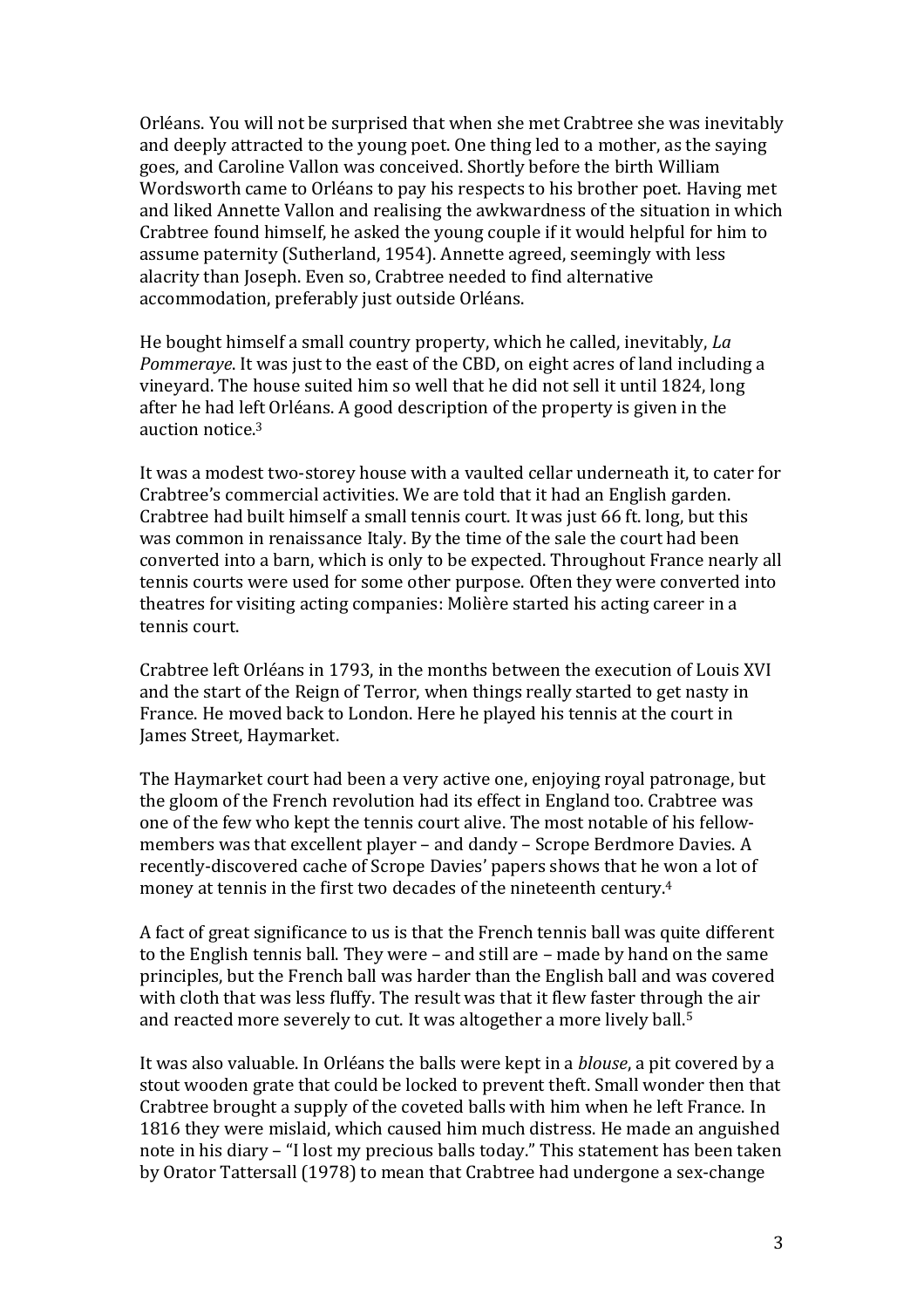Orléans. You will not be surprised that when she met Crabtree she was inevitably and deeply attracted to the young poet. One thing led to a mother, as the saying goes, and Caroline Vallon was conceived. Shortly before the birth William Wordsworth came to Orléans to pay his respects to his brother poet. Having met and liked Annette Vallon and realising the awkwardness of the situation in which Crabtree found himself, he asked the young couple if it would helpful for him to assume paternity (Sutherland, 1954). Annette agreed, seemingly with less alacrity than Joseph. Even so, Crabtree needed to find alternative accommodation, preferably just outside Orléans.

He bought himself a small country property, which he called, inevitably, *La Pommeraye*. It was just to the east of the CBD, on eight acres of land including a vineyard. The house suited him so well that he did not sell it until 1824, long after he had left Orléans. A good description of the property is given in the auction notice.[3]

It was a modest two-storey house with a vaulted cellar underneath it, to cater for Crabtree's commercial activities. We are told that it had an English garden. Crabtree had built himself a small tennis court. It was just 66 ft. long, but this was common in renaissance Italy. By the time of the sale the court had been converted into a barn, which is only to be expected. Throughout France nearly all tennis courts were used for some other purpose. Often they were converted into theatres for visiting acting companies: Molière started his acting career in a tennis court.

Crabtree left Orléans in 1793, in the months between the execution of Louis XVI and the start of the Reign of Terror, when things really started to get nasty in France. He moved back to London. Here he played his tennis at the court in James Street, Haymarket.

The Haymarket court had been a very active one, enjoying royal patronage, but the gloom of the French revolution had its effect in England too. Crabtree was one of the few who kept the tennis court alive. The most notable of his fellow-members was that excellent player – and dandy – Scrope Berdmore Davies. A recently-discovered cache of Scrope Davies' papers shows that he won a lot of money at tennis in the first two decades of the nineteenth century.[4]

A fact of great significance to us is that the French tennis ball was quite different to the English tennis ball. They were – and still are – made by hand on the same principles, but the French ball was harder than the English ball and was covered with cloth that was less fluffy. The result was that it flew faster through the air and reacted more severely to cut. It was altogether a more lively ball.[5]

It was also valuable. In Orléans the balls were kept in a *blouse*, a pit covered by a stout wooden grate that could be locked to prevent theft. Small wonder then that Crabtree brought a supply of the coveted balls with him when he left France. In 1816 they were mislaid, which caused him much distress. He made an anguished note in his diary – "I lost my precious balls today." This statement has been taken by Orator Tattersall (1978) to mean that Crabtree had undergone a sex-change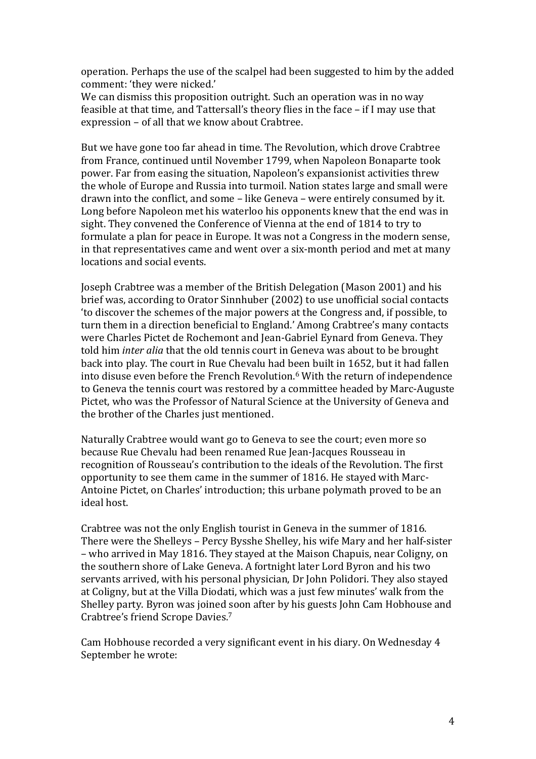operation. Perhaps the use of the scalpel had been suggested to him by the added comment: 'they were nicked.'
We can dismiss this proposition outright. Such an operation was in no way feasible at that time, and Tattersall's theory flies in the face – if I may use that expression – of all that we know about Crabtree.

But we have gone too far ahead in time. The Revolution, which drove Crabtree from France, continued until November 1799, when Napoleon Bonaparte took power. Far from easing the situation, Napoleon's expansionist activities threw the whole of Europe and Russia into turmoil. Nation states large and small were drawn into the conflict, and some – like Geneva – were entirely consumed by it. Long before Napoleon met his waterloo his opponents knew that the end was in sight. They convened the Conference of Vienna at the end of 1814 to try to formulate a plan for peace in Europe. It was not a Congress in the modern sense, in that representatives came and went over a six-month period and met at many locations and social events.

Joseph Crabtree was a member of the British Delegation (Mason 2001) and his brief was, according to Orator Sinnhuber (2002) to use unofficial social contacts 'to discover the schemes of the major powers at the Congress and, if possible, to turn them in a direction beneficial to England.' Among Crabtree's many contacts were Charles Pictet de Rochemont and Jean-Gabriel Eynard from Geneva. They told him *inter alia* that the old tennis court in Geneva was about to be brought back into play. The court in Rue Chevalu had been built in 1652, but it had fallen into disuse even before the French Revolution.[6] With the return of independence to Geneva the tennis court was restored by a committee headed by Marc-Auguste Pictet, who was the Professor of Natural Science at the University of Geneva and the brother of the Charles just mentioned.

Naturally Crabtree would want go to Geneva to see the court; even more so because Rue Chevalu had been renamed Rue Jean-Jacques Rousseau in recognition of Rousseau's contribution to the ideals of the Revolution. The first opportunity to see them came in the summer of 1816. He stayed with Marc-Antoine Pictet, on Charles' introduction; this urbane polymath proved to be an ideal host.

Crabtree was not the only English tourist in Geneva in the summer of 1816. There were the Shelleys – Percy Bysshe Shelley, his wife Mary and her half-sister – who arrived in May 1816. They stayed at the Maison Chapuis, near Coligny, on the southern shore of Lake Geneva. A fortnight later Lord Byron and his two servants arrived, with his personal physician, Dr John Polidori. They also stayed at Coligny, but at the Villa Diodati, which was a just few minutes' walk from the Shelley party. Byron was joined soon after by his guests John Cam Hobhouse and Crabtree's friend Scrope Davies.[7]

Cam Hobhouse recorded a very significant event in his diary. On Wednesday 4 September he wrote: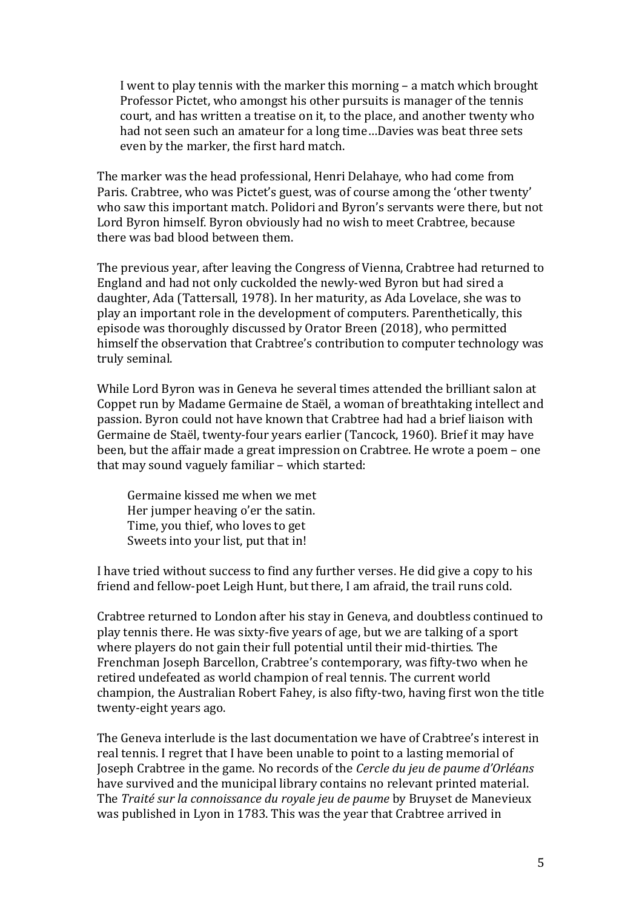> I went to play tennis with the marker this morning – a match which brought Professor Pictet, who amongst his other pursuits is manager of the tennis court, and has written a treatise on it, to the place, and another twenty who had not seen such an amateur for a long time…Davies was beat three sets even by the marker, the first hard match.

The marker was the head professional, Henri Delahaye, who had come from Paris. Crabtree, who was Pictet's guest, was of course among the 'other twenty' who saw this important match. Polidori and Byron's servants were there, but not Lord Byron himself. Byron obviously had no wish to meet Crabtree, because there was bad blood between them.

The previous year, after leaving the Congress of Vienna, Crabtree had returned to England and had not only cuckolded the newly-wed Byron but had sired a daughter, Ada (Tattersall, 1978). In her maturity, as Ada Lovelace, she was to play an important role in the development of computers. Parenthetically, this episode was thoroughly discussed by Orator Breen (2018), who permitted himself the observation that Crabtree's contribution to computer technology was truly seminal.

While Lord Byron was in Geneva he several times attended the brilliant salon at Coppet run by Madame Germaine de Staël, a woman of breathtaking intellect and passion. Byron could not have known that Crabtree had had a brief liaison with Germaine de Staël, twenty-four years earlier (Tancock, 1960). Brief it may have been, but the affair made a great impression on Crabtree. He wrote a poem – one that may sound vaguely familiar – which started:

> Germaine kissed me when we met
> Her jumper heaving o'er the satin.
> Time, you thief, who loves to get
> Sweets into your list, put that in!

I have tried without success to find any further verses. He did give a copy to his friend and fellow-poet Leigh Hunt, but there, I am afraid, the trail runs cold.

Crabtree returned to London after his stay in Geneva, and doubtless continued to play tennis there. He was sixty-five years of age, but we are talking of a sport where players do not gain their full potential until their mid-thirties. The Frenchman Joseph Barcellon, Crabtree's contemporary, was fifty-two when he retired undefeated as world champion of real tennis. The current world champion, the Australian Robert Fahey, is also fifty-two, having first won the title twenty-eight years ago.

The Geneva interlude is the last documentation we have of Crabtree's interest in real tennis. I regret that I have been unable to point to a lasting memorial of Joseph Crabtree in the game. No records of the *Cercle du jeu de paume d'Orléans* have survived and the municipal library contains no relevant printed material. The *Traité sur la connoissance du royale jeu de paume* by Bruyset de Manevieux was published in Lyon in 1783. This was the year that Crabtree arrived in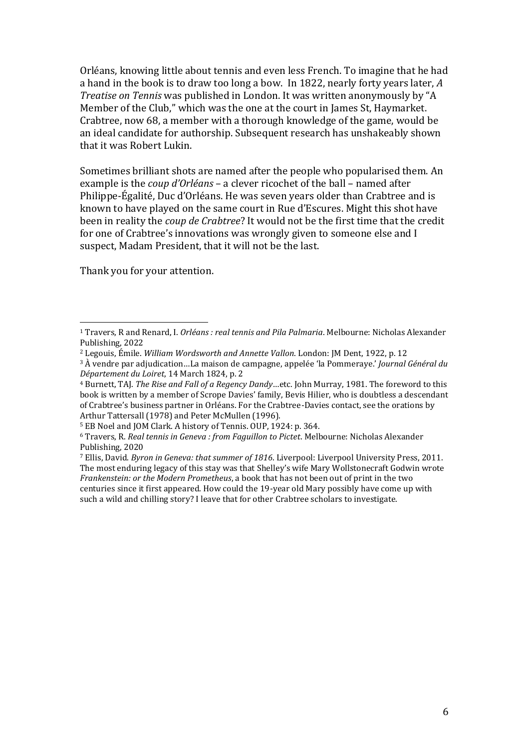Orléans, knowing little about tennis and even less French. To imagine that he had a hand in the book is to draw too long a bow. In 1822, nearly forty years later, *A Treatise on Tennis* was published in London. It was written anonymously by "A Member of the Club," which was the one at the court in James St, Haymarket. Crabtree, now 68, a member with a thorough knowledge of the game, would be an ideal candidate for authorship. Subsequent research has unshakeably shown that it was Robert Lukin.

Sometimes brilliant shots are named after the people who popularised them. An example is the *coup d'Orléans* – a clever ricochet of the ball – named after Philippe-Égalité, Duc d'Orléans. He was seven years older than Crabtree and is known to have played on the same court in Rue d'Escures. Might this shot have been in reality the *coup de Crabtree*? It would not be the first time that the credit for one of Crabtree's innovations was wrongly given to someone else and I suspect, Madam President, that it will not be the last.

Thank you for your attention.

---

[1] Travers, R and Renard, I. *Orléans : real tennis and Pila Palmaria*. Melbourne: Nicholas Alexander Publishing, 2022

[2] Legouis, Émile. *William Wordsworth and Annette Vallon*. London: JM Dent, 1922, p. 12

[3] À vendre par adjudication…La maison de campagne, appelée 'la Pommeraye.' *Journal Général du Département du Loiret*, 14 March 1824, p. 2

[4] Burnett, TAJ. *The Rise and Fall of a Regency Dandy*…etc. John Murray, 1981. The foreword to this book is written by a member of Scrope Davies' family, Bevis Hilier, who is doubtless a descendant of Crabtree's business partner in Orléans. For the Crabtree-Davies contact, see the orations by Arthur Tattersall (1978) and Peter McMullen (1996).

[5] EB Noel and JOM Clark. A history of Tennis. OUP, 1924: p. 364.

[6] Travers, R. *Real tennis in Geneva : from Faguillon to Pictet*. Melbourne: Nicholas Alexander Publishing, 2020

[7] Ellis, David. *Byron in Geneva: that summer of 1816*. Liverpool: Liverpool University Press, 2011. The most enduring legacy of this stay was that Shelley's wife Mary Wollstonecraft Godwin wrote *Frankenstein: or the Modern Prometheus*, a book that has not been out of print in the two centuries since it first appeared. How could the 19-year old Mary possibly have come up with such a wild and chilling story? I leave that for other Crabtree scholars to investigate.